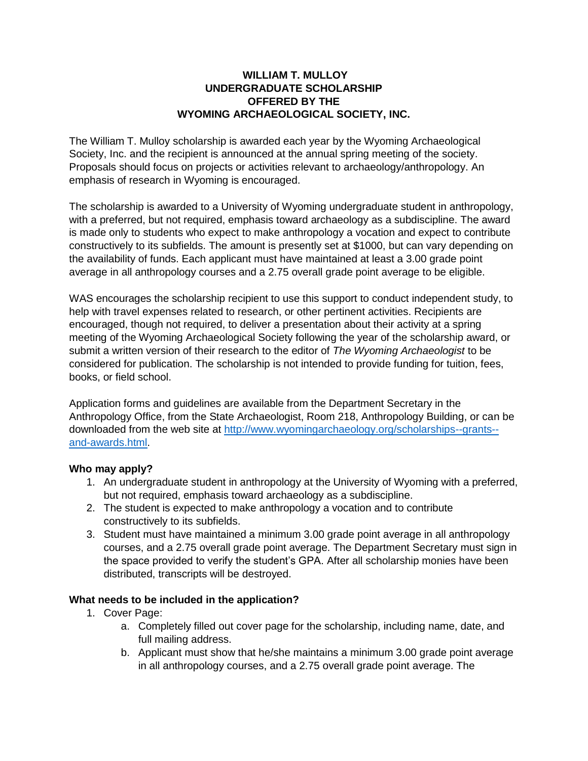# WILLIAM T. MULLOY UNDERGRADUATE SCHOLARSHIP OFFERED BY THE WYOMING ARCHAEOLOGICAL SOCIETY, INC.

The William T. Mulloy scholarship is awarded each year by the Wyoming Archaeological Society, Inc. and the recipient is announced at the annual spring meeting of the society. Proposals should focus on projects or activities relevant to archaeology/anthropology. An emphasis of research in Wyoming is encouraged.

The scholarship is awarded to a University of Wyoming undergraduate student in anthropology, with a preferred, but not required, emphasis toward archaeology as a subdiscipline. The award is made only to students who expect to make anthropology a vocation and expect to contribute constructively to its subfields. The amount is presently set at $1000, but can vary depending on the availability of funds. Each applicant must have maintained at least a 3.00 grade point average in all anthropology courses and a 2.75 overall grade point average to be eligible.

WAS encourages the scholarship recipient to use this support to conduct independent study, to help with travel expenses related to research, or other pertinent activities. Recipients are encouraged, though not required, to deliver a presentation about their activity at a spring meeting of the Wyoming Archaeological Society following the year of the scholarship award, or submit a written version of their research to the editor of *The Wyoming Archaeologist* to be considered for publication. The scholarship is not intended to provide funding for tuition, fees, books, or field school.

Application forms and guidelines are available from the Department Secretary in the Anthropology Office, from the State Archaeologist, Room 218, Anthropology Building, or can be downloaded from the web site at [http://www.wyomingarchaeology.org/scholarships--grants--and-awards.html](http://www.wyomingarchaeology.org/scholarships--grants--and-awards.html).

**Who may apply?**

1. An undergraduate student in anthropology at the University of Wyoming with a preferred, but not required, emphasis toward archaeology as a subdiscipline.
2. The student is expected to make anthropology a vocation and to contribute constructively to its subfields.
3. Student must have maintained a minimum 3.00 grade point average in all anthropology courses, and a 2.75 overall grade point average. The Department Secretary must sign in the space provided to verify the student's GPA. After all scholarship monies have been distributed, transcripts will be destroyed.

**What needs to be included in the application?**

1. Cover Page:
    a. Completely filled out cover page for the scholarship, including name, date, and full mailing address.
    b. Applicant must show that he/she maintains a minimum 3.00 grade point average in all anthropology courses, and a 2.75 overall grade point average. The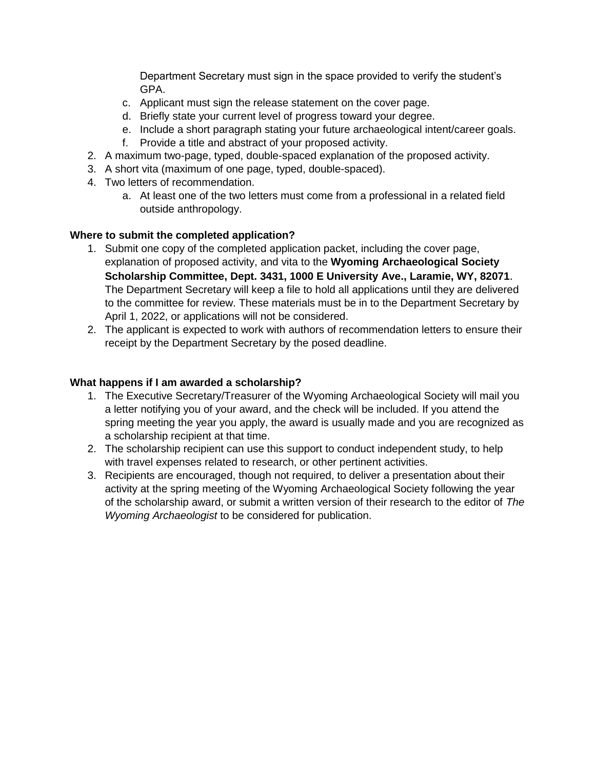Department Secretary must sign in the space provided to verify the student's GPA.

   c. Applicant must sign the release statement on the cover page.
   d. Briefly state your current level of progress toward your degree.
   e. Include a short paragraph stating your future archaeological intent/career goals.
   f. Provide a title and abstract of your proposed activity.

2. A maximum two-page, typed, double-spaced explanation of the proposed activity.
3. A short vita (maximum of one page, typed, double-spaced).
4. Two letters of recommendation.
   a. At least one of the two letters must come from a professional in a related field outside anthropology.

**Where to submit the completed application?**

1. Submit one copy of the completed application packet, including the cover page, explanation of proposed activity, and vita to the **Wyoming Archaeological Society Scholarship Committee, Dept. 3431, 1000 E University Ave., Laramie, WY, 82071**. The Department Secretary will keep a file to hold all applications until they are delivered to the committee for review. These materials must be in to the Department Secretary by April 1, 2022, or applications will not be considered.
2. The applicant is expected to work with authors of recommendation letters to ensure their receipt by the Department Secretary by the posed deadline.

**What happens if I am awarded a scholarship?**

1. The Executive Secretary/Treasurer of the Wyoming Archaeological Society will mail you a letter notifying you of your award, and the check will be included. If you attend the spring meeting the year you apply, the award is usually made and you are recognized as a scholarship recipient at that time.
2. The scholarship recipient can use this support to conduct independent study, to help with travel expenses related to research, or other pertinent activities.
3. Recipients are encouraged, though not required, to deliver a presentation about their activity at the spring meeting of the Wyoming Archaeological Society following the year of the scholarship award, or submit a written version of their research to the editor of *The Wyoming Archaeologist* to be considered for publication.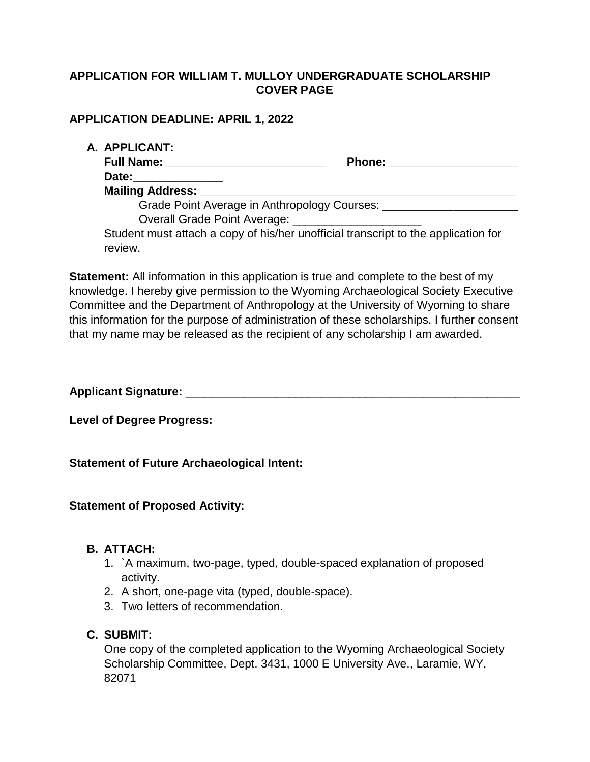## APPLICATION FOR WILLIAM T. MULLOY UNDERGRADUATE SCHOLARSHIP COVER PAGE

**APPLICATION DEADLINE: APRIL 1, 2022**

**A. APPLICANT:**

**Full Name:** _________________________ **Phone:** ____________________

**Date:**______________

**Mailing Address:** ____________________________________________________

Grade Point Average in Anthropology Courses: _____________________

Overall Grade Point Average: ____________________

Student must attach a copy of his/her unofficial transcript to the application for review.

**Statement:** All information in this application is true and complete to the best of my knowledge. I hereby give permission to the Wyoming Archaeological Society Executive Committee and the Department of Anthropology at the University of Wyoming to share this information for the purpose of administration of these scholarships. I further consent that my name may be released as the recipient of any scholarship I am awarded.

**Applicant Signature:** ______________________________________________________

**Level of Degree Progress:**

**Statement of Future Archaeological Intent:**

**Statement of Proposed Activity:**

**B. ATTACH:**

1. `A maximum, two-page, typed, double-spaced explanation of proposed activity.
2. A short, one-page vita (typed, double-space).
3. Two letters of recommendation.

**C. SUBMIT:**

One copy of the completed application to the Wyoming Archaeological Society Scholarship Committee, Dept. 3431, 1000 E University Ave., Laramie, WY, 82071